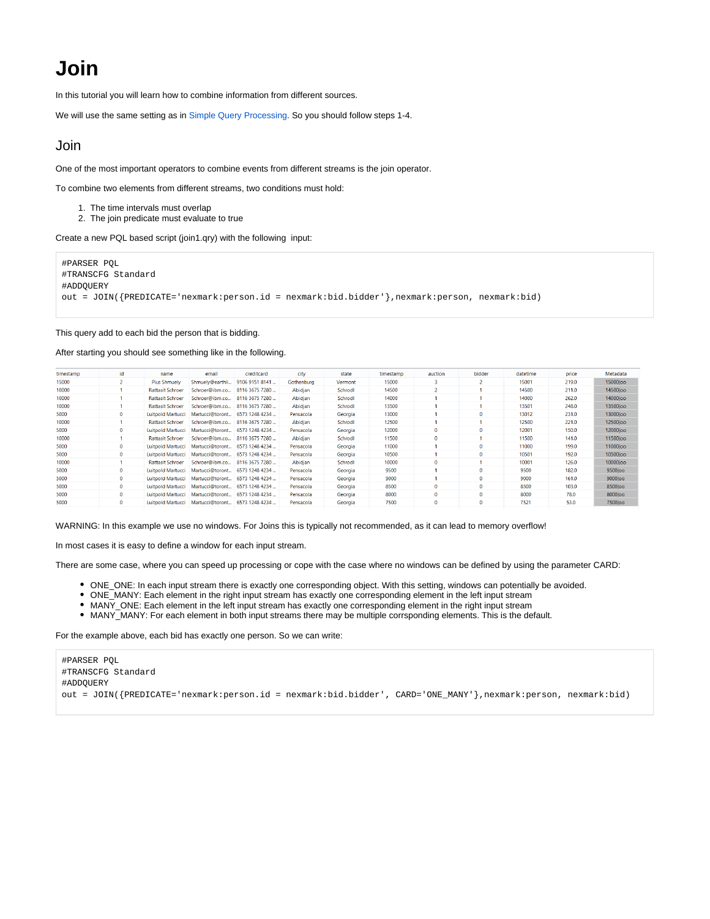# Join

In this tutorial you will learn how to combine information from different sources.

We will use the same setting as in Simple Query Processing. So you should follow steps 1-4.

## Join

One of the most important operators to combine events from different streams is the join operator.

To combine two elements from different streams, two conditions must hold:

1. The time intervals must overlap
2. The join predicate must evaluate to true

Create a new PQL based script (join1.qry) with the following input:

```
#PARSER PQL
#TRANSCFG Standard
#ADDQUERY
out = JOIN({PREDICATE='nexmark:person.id = nexmark:bid.bidder'},nexmark:person, nexmark:bid)
```

This query add to each bid the person that is bidding.

After starting you should see something like in the following.

| timestamp | id | name | email | creditcard | city | state | timestamp | auction | bidder | datetime | price | Metadata |
|---|---|---|---|---|---|---|---|---|---|---|---|---|
| 15000 | 2 | Pius Shmuely | Shmuely@earthli... | 9106 9151 8141 ... | Gothenburg | Vermont | 15000 | 3 | 2 | 15001 | 219.0 | 15000\|oo |
| 10000 | 1 | Rattasit Schroer | Schroer@ibm.co... | 8116 3675 7280 ... | Abidjan | Schrodl | 14500 | 2 | 1 | 14500 | 211.0 | 14500\|oo |
| 10000 | 1 | Rattasit Schroer | Schroer@ibm.co... | 8116 3675 7280 ... | Abidjan | Schrodl | 14000 | 1 | 1 | 14000 | 262.0 | 14000\|oo |
| 10000 | 1 | Rattasit Schroer | Schroer@ibm.co... | 8116 3675 7280 ... | Abidjan | Schrodl | 13500 | 1 | 1 | 13501 | 248.0 | 13500\|oo |
| 5000 | 0 | Luitpold Martucci | Martucci@toront... | 6573 1248 4234 ... | Pensacola | Georgia | 13000 | 1 | 0 | 13012 | 231.0 | 13000\|oo |
| 10000 | 1 | Rattasit Schroer | Schroer@ibm.co... | 8116 3675 7280 ... | Abidjan | Schrodl | 12500 | 1 | 1 | 12500 | 221.0 | 12500\|oo |
| 5000 | 0 | Luitpold Martucci | Martucci@toront... | 6573 1248 4234 ... | Pensacola | Georgia | 12000 | 0 | 0 | 12001 | 150.0 | 12000\|oo |
| 10000 | 1 | Rattasit Schroer | Schroer@ibm.co... | 8116 3675 7280 ... | Abidjan | Schrodl | 11500 | 0 | 1 | 11500 | 141.0 | 11500\|oo |
| 5000 | 0 | Luitpold Martucci | Martucci@toront... | 6573 1248 4234 ... | Pensacola | Georgia | 11000 | 1 | 0 | 11000 | 199.0 | 11000\|oo |
| 5000 | 0 | Luitpold Martucci | Martucci@toront... | 6573 1248 4234 ... | Pensacola | Georgia | 10500 | 1 | 0 | 10501 | 192.0 | 10500\|oo |
| 10000 | 1 | Rattasit Schroer | Schroer@ibm.co... | 8116 3675 7280 ... | Abidjan | Schrodl | 10000 | 0 | 1 | 10001 | 126.0 | 10000\|oo |
| 5000 | 0 | Luitpold Martucci | Martucci@toront... | 6573 1248 4234 ... | Pensacola | Georgia | 9500 | 1 | 0 | 9500 | 182.0 | 9500\|oo |
| 5000 | 0 | Luitpold Martucci | Martucci@toront... | 6573 1248 4234 ... | Pensacola | Georgia | 9000 | 1 | 0 | 9000 | 161.0 | 9000\|oo |
| 5000 | 0 | Luitpold Martucci | Martucci@toront... | 6573 1248 4234 ... | Pensacola | Georgia | 8500 | 0 | 0 | 8500 | 103.0 | 8500\|oo |
| 5000 | 0 | Luitpold Martucci | Martucci@toront... | 6573 1248 4234 ... | Pensacola | Georgia | 8000 | 0 | 0 | 8000 | 78.0 | 8000\|oo |
| 5000 | 0 | Luitpold Martucci | Martucci@toront... | 6573 1248 4234 ... | Pensacola | Georgia | 7500 | 0 | 0 | 7521 | 53.0 | 7500\|oo |

WARNING: In this example we use no windows. For Joins this is typically not recommended, as it can lead to memory overflow!

In most cases it is easy to define a window for each input stream.

There are some case, where you can speed up processing or cope with the case where no windows can be defined by using the parameter CARD:

- ONE_ONE: In each input stream there is exactly one corresponding object. With this setting, windows can potentially be avoided.
- ONE_MANY: Each element in the right input stream has exactly one corresponding element in the left input stream
- MANY_ONE: Each element in the left input stream has exactly one corresponding element in the right input stream
- MANY_MANY: For each element in both input streams there may be multiple corrsponding elements. This is the default.

For the example above, each bid has exactly one person. So we can write:

```
#PARSER PQL
#TRANSCFG Standard
#ADDQUERY
out = JOIN({PREDICATE='nexmark:person.id = nexmark:bid.bidder', CARD='ONE_MANY'},nexmark:person, nexmark:bid)
```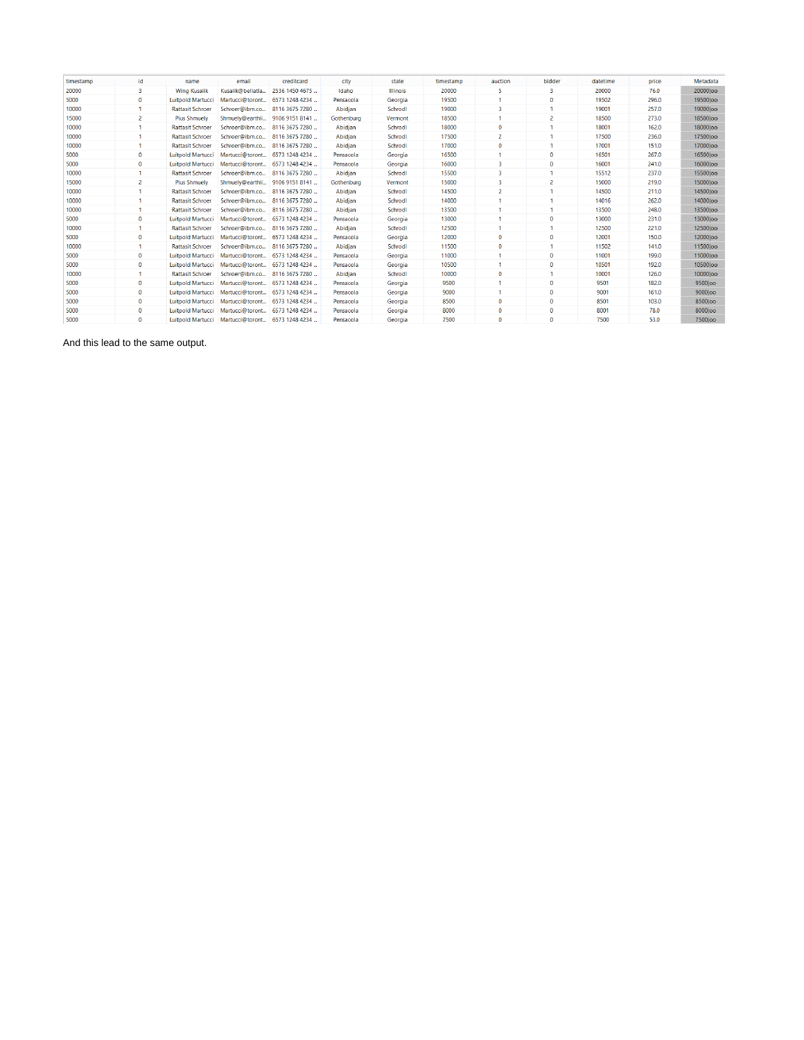| timestamp | id | name | email | creditcard | city | state | timestamp | auction | bidder | datetime | price | Metadata |
|---|---|---|---|---|---|---|---|---|---|---|---|---|
| 20000 | 3 | Wing Kusalik | Kusalik@bellatla... | 2536 1450 4675 ... | Idaho | Illinois | 20000 | 5 | 3 | 20000 | 76.0 | 20000\|oo |
| 5000 | 0 | Luitpold Martucci | Martucci@toront... | 6573 1248 4234 ... | Pensacola | Georgia | 19500 | 1 | 0 | 19502 | 296.0 | 19500\|oo |
| 10000 | 1 | Rattasit Schroer | Schroer@ibm.co... | 8116 3675 7280 ... | Abidjan | Schrodl | 19000 | 3 | 1 | 19001 | 257.0 | 19000\|oo |
| 15000 | 2 | Pius Shmuely | Shmuely@earthli... | 9106 9151 8141 ... | Gothenburg | Vermont | 18500 | 1 | 2 | 18500 | 273.0 | 18500\|oo |
| 10000 | 1 | Rattasit Schroer | Schroer@ibm.co... | 8116 3675 7280 ... | Abidjan | Schrodl | 18000 | 0 | 1 | 18001 | 162.0 | 18000\|oo |
| 10000 | 1 | Rattasit Schroer | Schroer@ibm.co... | 8116 3675 7280 ... | Abidjan | Schrodl | 17500 | 2 | 1 | 17500 | 236.0 | 17500\|oo |
| 10000 | 1 | Rattasit Schroer | Schroer@ibm.co... | 8116 3675 7280 ... | Abidjan | Schrodl | 17000 | 0 | 1 | 17001 | 151.0 | 17000\|oo |
| 5000 | 0 | Luitpold Martucci | Martucci@toront... | 6573 1248 4234 ... | Pensacola | Georgia | 16500 | 1 | 0 | 16501 | 267.0 | 16500\|oo |
| 5000 | 0 | Luitpold Martucci | Martucci@toront... | 6573 1248 4234 ... | Pensacola | Georgia | 16000 | 3 | 0 | 16001 | 241.0 | 16000\|oo |
| 10000 | 1 | Rattasit Schroer | Schroer@ibm.co... | 8116 3675 7280 ... | Abidjan | Schrodl | 15500 | 3 | 1 | 15512 | 237.0 | 15500\|oo |
| 15000 | 2 | Pius Shmuely | Shmuely@earthli... | 9106 9151 8141 ... | Gothenburg | Vermont | 15000 | 3 | 2 | 15000 | 219.0 | 15000\|oo |
| 10000 | 1 | Rattasit Schroer | Schroer@ibm.co... | 8116 3675 7280 ... | Abidjan | Schrodl | 14500 | 2 | 1 | 14500 | 211.0 | 14500\|oo |
| 10000 | 1 | Rattasit Schroer | Schroer@ibm.co... | 8116 3675 7280 ... | Abidjan | Schrodl | 14000 | 1 | 1 | 14016 | 262.0 | 14000\|oo |
| 10000 | 1 | Rattasit Schroer | Schroer@ibm.co... | 8116 3675 7280 ... | Abidjan | Schrodl | 13500 | 1 | 1 | 13500 | 248.0 | 13500\|oo |
| 5000 | 0 | Luitpold Martucci | Martucci@toront... | 6573 1248 4234 ... | Pensacola | Georgia | 13000 | 1 | 0 | 13000 | 231.0 | 13000\|oo |
| 10000 | 1 | Rattasit Schroer | Schroer@ibm.co... | 8116 3675 7280 ... | Abidjan | Schrodl | 12500 | 1 | 1 | 12500 | 221.0 | 12500\|oo |
| 5000 | 0 | Luitpold Martucci | Martucci@toront... | 6573 1248 4234 ... | Pensacola | Georgia | 12000 | 0 | 0 | 12001 | 150.0 | 12000\|oo |
| 10000 | 1 | Rattasit Schroer | Schroer@ibm.co... | 8116 3675 7280 ... | Abidjan | Schrodl | 11500 | 0 | 1 | 11502 | 141.0 | 11500\|oo |
| 5000 | 0 | Luitpold Martucci | Martucci@toront... | 6573 1248 4234 ... | Pensacola | Georgia | 11000 | 1 | 0 | 11001 | 199.0 | 11000\|oo |
| 5000 | 0 | Luitpold Martucci | Martucci@toront... | 6573 1248 4234 ... | Pensacola | Georgia | 10500 | 1 | 0 | 10501 | 192.0 | 10500\|oo |
| 10000 | 1 | Rattasit Schroer | Schroer@ibm.co... | 8116 3675 7280 ... | Abidjan | Schrodl | 10000 | 0 | 1 | 10001 | 126.0 | 10000\|oo |
| 5000 | 0 | Luitpold Martucci | Martucci@toront... | 6573 1248 4234 ... | Pensacola | Georgia | 9500 | 1 | 0 | 9501 | 182.0 | 9500\|oo |
| 5000 | 0 | Luitpold Martucci | Martucci@toront... | 6573 1248 4234 ... | Pensacola | Georgia | 9000 | 1 | 0 | 9001 | 161.0 | 9000\|oo |
| 5000 | 0 | Luitpold Martucci | Martucci@toront... | 6573 1248 4234 ... | Pensacola | Georgia | 8500 | 0 | 0 | 8501 | 103.0 | 8500\|oo |
| 5000 | 0 | Luitpold Martucci | Martucci@toront... | 6573 1248 4234 ... | Pensacola | Georgia | 8000 | 0 | 0 | 8001 | 78.0 | 8000\|oo |
| 5000 | 0 | Luitpold Martucci | Martucci@toront... | 6573 1248 4234 ... | Pensacola | Georgia | 7500 | 0 | 0 | 7500 | 53.0 | 7500\|oo |

And this lead to the same output.